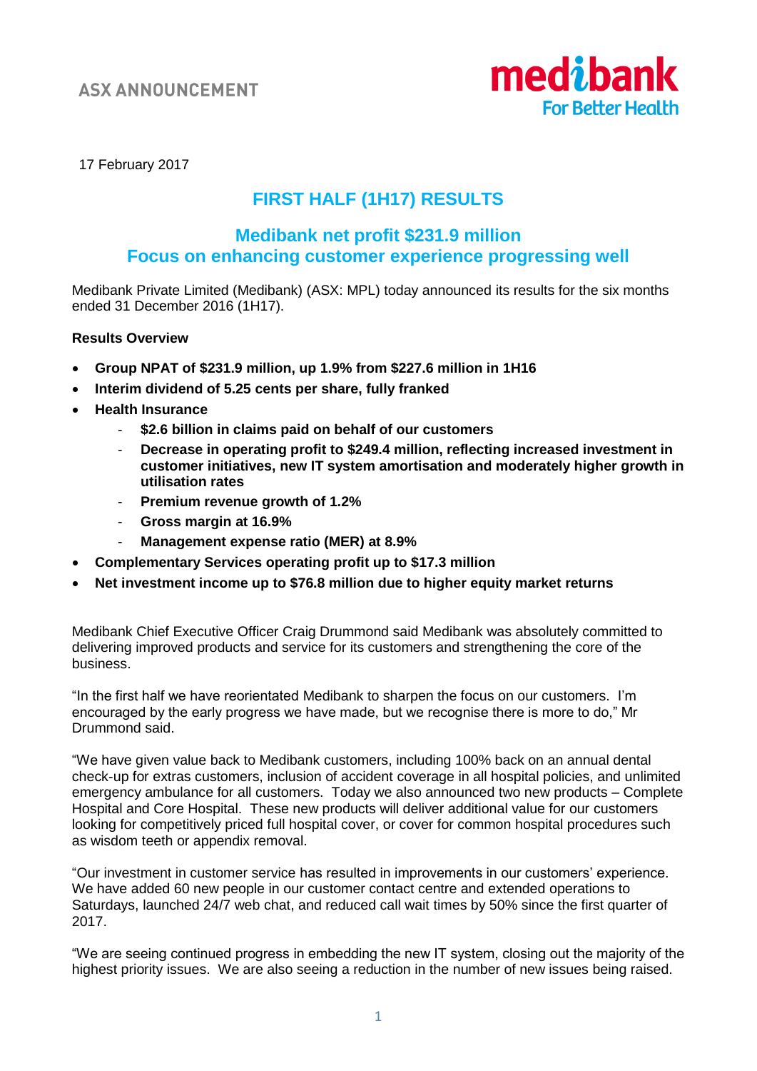ASX ANNOUNCEMENT

17 February 2017

# FIRST HALF (1H17) RESULTS

## Medibank net profit $231.9 million
## Focus on enhancing customer experience progressing well

Medibank Private Limited (Medibank) (ASX: MPL) today announced its results for the six months ended 31 December 2016 (1H17).

**Results Overview**

- **Group NPAT of $231.9 million, up 1.9% from $227.6 million in 1H16**
- **Interim dividend of 5.25 cents per share, fully franked**
- **Health Insurance**
    - **$2.6 billion in claims paid on behalf of our customers**
    - **Decrease in operating profit to $249.4 million, reflecting increased investment in customer initiatives, new IT system amortisation and moderately higher growth in utilisation rates**
    - **Premium revenue growth of 1.2%**
    - **Gross margin at 16.9%**
    - **Management expense ratio (MER) at 8.9%**
- **Complementary Services operating profit up to $17.3 million**
- **Net investment income up to $76.8 million due to higher equity market returns**

Medibank Chief Executive Officer Craig Drummond said Medibank was absolutely committed to delivering improved products and service for its customers and strengthening the core of the business.

"In the first half we have reorientated Medibank to sharpen the focus on our customers. I'm encouraged by the early progress we have made, but we recognise there is more to do," Mr Drummond said.

"We have given value back to Medibank customers, including 100% back on an annual dental check-up for extras customers, inclusion of accident coverage in all hospital policies, and unlimited emergency ambulance for all customers. Today we also announced two new products – Complete Hospital and Core Hospital. These new products will deliver additional value for our customers looking for competitively priced full hospital cover, or cover for common hospital procedures such as wisdom teeth or appendix removal.

"Our investment in customer service has resulted in improvements in our customers' experience. We have added 60 new people in our customer contact centre and extended operations to Saturdays, launched 24/7 web chat, and reduced call wait times by 50% since the first quarter of 2017.

"We are seeing continued progress in embedding the new IT system, closing out the majority of the highest priority issues. We are also seeing a reduction in the number of new issues being raised.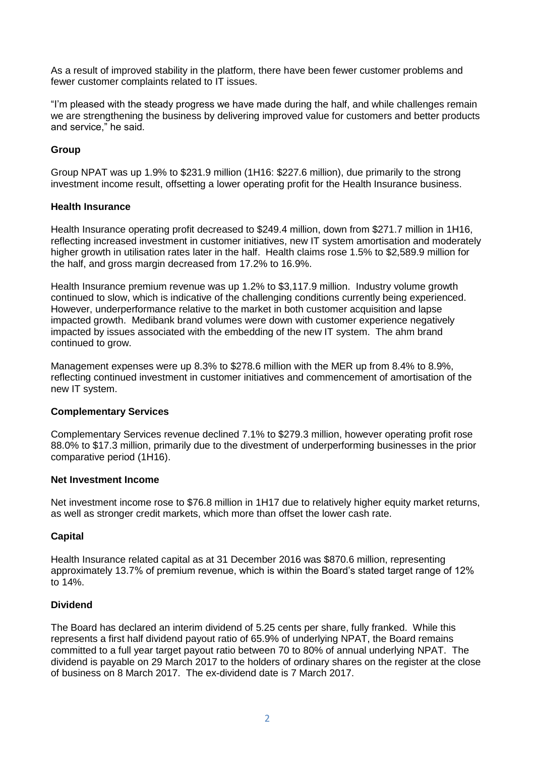As a result of improved stability in the platform, there have been fewer customer problems and fewer customer complaints related to IT issues.

"I'm pleased with the steady progress we have made during the half, and while challenges remain we are strengthening the business by delivering improved value for customers and better products and service," he said.

**Group**

Group NPAT was up 1.9% to $231.9 million (1H16: $227.6 million), due primarily to the strong investment income result, offsetting a lower operating profit for the Health Insurance business.

**Health Insurance**

Health Insurance operating profit decreased to $249.4 million, down from $271.7 million in 1H16, reflecting increased investment in customer initiatives, new IT system amortisation and moderately higher growth in utilisation rates later in the half. Health claims rose 1.5% to $2,589.9 million for the half, and gross margin decreased from 17.2% to 16.9%.

Health Insurance premium revenue was up 1.2% to $3,117.9 million. Industry volume growth continued to slow, which is indicative of the challenging conditions currently being experienced. However, underperformance relative to the market in both customer acquisition and lapse impacted growth. Medibank brand volumes were down with customer experience negatively impacted by issues associated with the embedding of the new IT system. The ahm brand continued to grow.

Management expenses were up 8.3% to $278.6 million with the MER up from 8.4% to 8.9%, reflecting continued investment in customer initiatives and commencement of amortisation of the new IT system.

**Complementary Services**

Complementary Services revenue declined 7.1% to $279.3 million, however operating profit rose 88.0% to $17.3 million, primarily due to the divestment of underperforming businesses in the prior comparative period (1H16).

**Net Investment Income**

Net investment income rose to $76.8 million in 1H17 due to relatively higher equity market returns, as well as stronger credit markets, which more than offset the lower cash rate.

**Capital**

Health Insurance related capital as at 31 December 2016 was $870.6 million, representing approximately 13.7% of premium revenue, which is within the Board's stated target range of 12% to 14%.

**Dividend**

The Board has declared an interim dividend of 5.25 cents per share, fully franked. While this represents a first half dividend payout ratio of 65.9% of underlying NPAT, the Board remains committed to a full year target payout ratio between 70 to 80% of annual underlying NPAT. The dividend is payable on 29 March 2017 to the holders of ordinary shares on the register at the close of business on 8 March 2017. The ex-dividend date is 7 March 2017.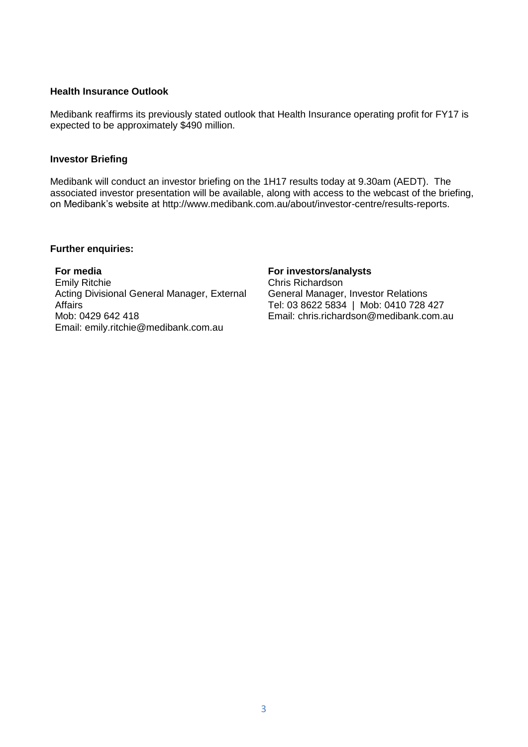**Health Insurance Outlook**

Medibank reaffirms its previously stated outlook that Health Insurance operating profit for FY17 is expected to be approximately $490 million.

**Investor Briefing**

Medibank will conduct an investor briefing on the 1H17 results today at 9.30am (AEDT). The associated investor presentation will be available, along with access to the webcast of the briefing, on Medibank's website at http://www.medibank.com.au/about/investor-centre/results-reports.

**Further enquiries:**

**For media**
Emily Ritchie
Acting Divisional General Manager, External Affairs
Mob: 0429 642 418
Email: emily.ritchie@medibank.com.au

**For investors/analysts**
Chris Richardson
General Manager, Investor Relations
Tel: 03 8622 5834 | Mob: 0410 728 427
Email: chris.richardson@medibank.com.au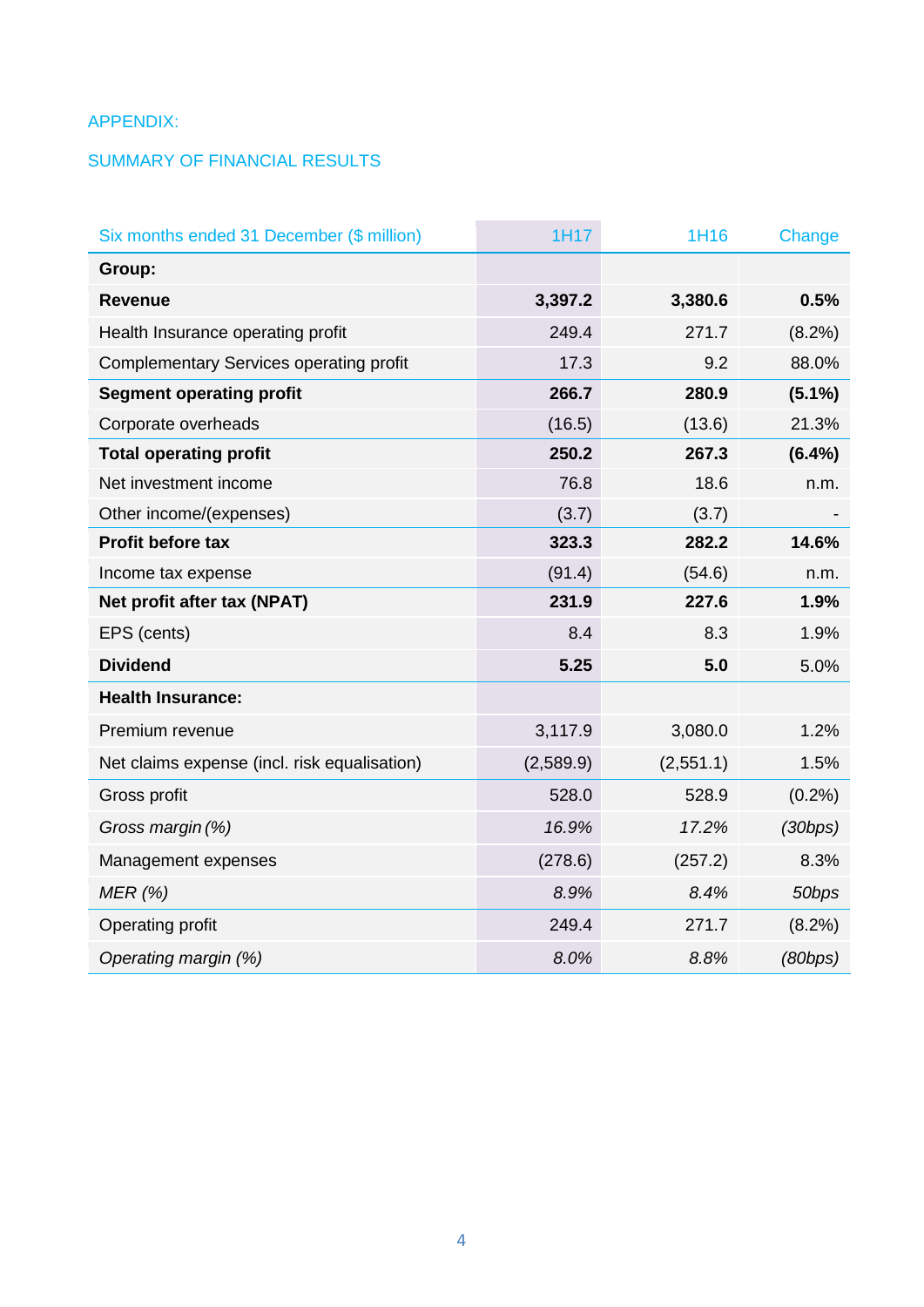APPENDIX:

SUMMARY OF FINANCIAL RESULTS

| Six months ended 31 December ($ million) | 1H17 | 1H16 | Change |
|---|---|---|---|
| **Group:** | | | |
| **Revenue** | **3,397.2** | **3,380.6** | **0.5%** |
| Health Insurance operating profit | 249.4 | 271.7 | (8.2%) |
| Complementary Services operating profit | 17.3 | 9.2 | 88.0% |
| **Segment operating profit** | **266.7** | **280.9** | **(5.1%)** |
| Corporate overheads | (16.5) | (13.6) | 21.3% |
| **Total operating profit** | **250.2** | **267.3** | **(6.4%)** |
| Net investment income | 76.8 | 18.6 | n.m. |
| Other income/(expenses) | (3.7) | (3.7) | - |
| **Profit before tax** | **323.3** | **282.2** | **14.6%** |
| Income tax expense | (91.4) | (54.6) | n.m. |
| **Net profit after tax (NPAT)** | **231.9** | **227.6** | **1.9%** |
| EPS (cents) | 8.4 | 8.3 | 1.9% |
| **Dividend** | **5.25** | **5.0** | 5.0% |
| **Health Insurance:** | | | |
| Premium revenue | 3,117.9 | 3,080.0 | 1.2% |
| Net claims expense (incl. risk equalisation) | (2,589.9) | (2,551.1) | 1.5% |
| Gross profit | 528.0 | 528.9 | (0.2%) |
| *Gross margin (%)* | *16.9%* | *17.2%* | *(30bps)* |
| Management expenses | (278.6) | (257.2) | 8.3% |
| *MER (%)* | *8.9%* | *8.4%* | *50bps* |
| Operating profit | 249.4 | 271.7 | (8.2%) |
| *Operating margin (%)* | *8.0%* | *8.8%* | *(80bps)* |